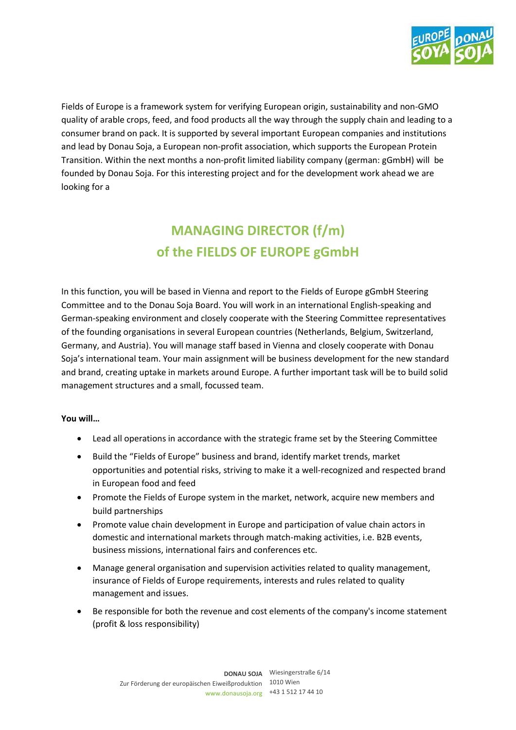Fields of Europe is a framework system for verifying European origin, sustainability and non-GMO quality of arable crops, feed, and food products all the way through the supply chain and leading to a consumer brand on pack. It is supported by several important European companies and institutions and lead by Donau Soja, a European non-profit association, which supports the European Protein Transition. Within the next months a non-profit limited liability company (german: gGmbH) will be founded by Donau Soja. For this interesting project and for the development work ahead we are looking for a

# MANAGING DIRECTOR (f/m) of the FIELDS OF EUROPE gGmbH

In this function, you will be based in Vienna and report to the Fields of Europe gGmbH Steering Committee and to the Donau Soja Board. You will work in an international English-speaking and German-speaking environment and closely cooperate with the Steering Committee representatives of the founding organisations in several European countries (Netherlands, Belgium, Switzerland, Germany, and Austria). You will manage staff based in Vienna and closely cooperate with Donau Soja's international team. Your main assignment will be business development for the new standard and brand, creating uptake in markets around Europe. A further important task will be to build solid management structures and a small, focussed team.

**You will…**

- Lead all operations in accordance with the strategic frame set by the Steering Committee
- Build the "Fields of Europe" business and brand, identify market trends, market opportunities and potential risks, striving to make it a well-recognized and respected brand in European food and feed
- Promote the Fields of Europe system in the market, network, acquire new members and build partnerships
- Promote value chain development in Europe and participation of value chain actors in domestic and international markets through match-making activities, i.e. B2B events, business missions, international fairs and conferences etc.
- Manage general organisation and supervision activities related to quality management, insurance of Fields of Europe requirements, interests and rules related to quality management and issues.
- Be responsible for both the revenue and cost elements of the company's income statement (profit & loss responsibility)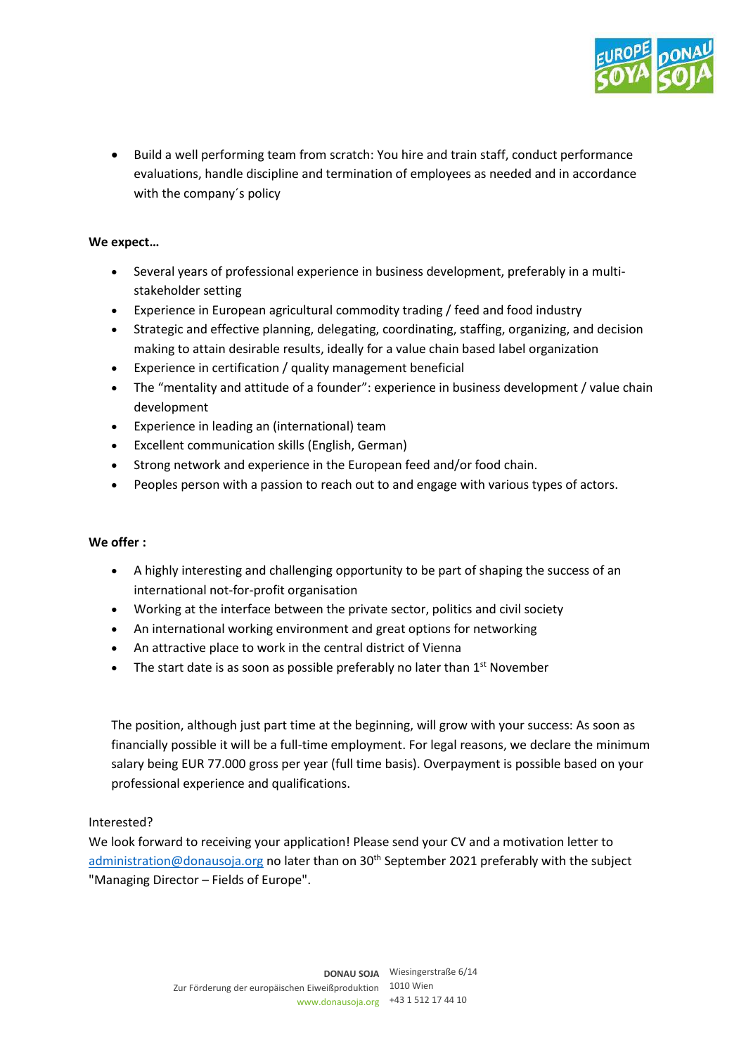- Build a well performing team from scratch: You hire and train staff, conduct performance evaluations, handle discipline and termination of employees as needed and in accordance with the company´s policy

**We expect…**

- Several years of professional experience in business development, preferably in a multi-stakeholder setting
- Experience in European agricultural commodity trading / feed and food industry
- Strategic and effective planning, delegating, coordinating, staffing, organizing, and decision making to attain desirable results, ideally for a value chain based label organization
- Experience in certification / quality management beneficial
- The "mentality and attitude of a founder": experience in business development / value chain development
- Experience in leading an (international) team
- Excellent communication skills (English, German)
- Strong network and experience in the European feed and/or food chain.
- Peoples person with a passion to reach out to and engage with various types of actors.

**We offer :**

- A highly interesting and challenging opportunity to be part of shaping the success of an international not-for-profit organisation
- Working at the interface between the private sector, politics and civil society
- An international working environment and great options for networking
- An attractive place to work in the central district of Vienna
- The start date is as soon as possible preferably no later than 1st November

The position, although just part time at the beginning, will grow with your success: As soon as financially possible it will be a full-time employment. For legal reasons, we declare the minimum salary being EUR 77.000 gross per year (full time basis). Overpayment is possible based on your professional experience and qualifications.

Interested?
We look forward to receiving your application! Please send your CV and a motivation letter to administration@donausoja.org no later than on 30th September 2021 preferably with the subject "Managing Director – Fields of Europe".